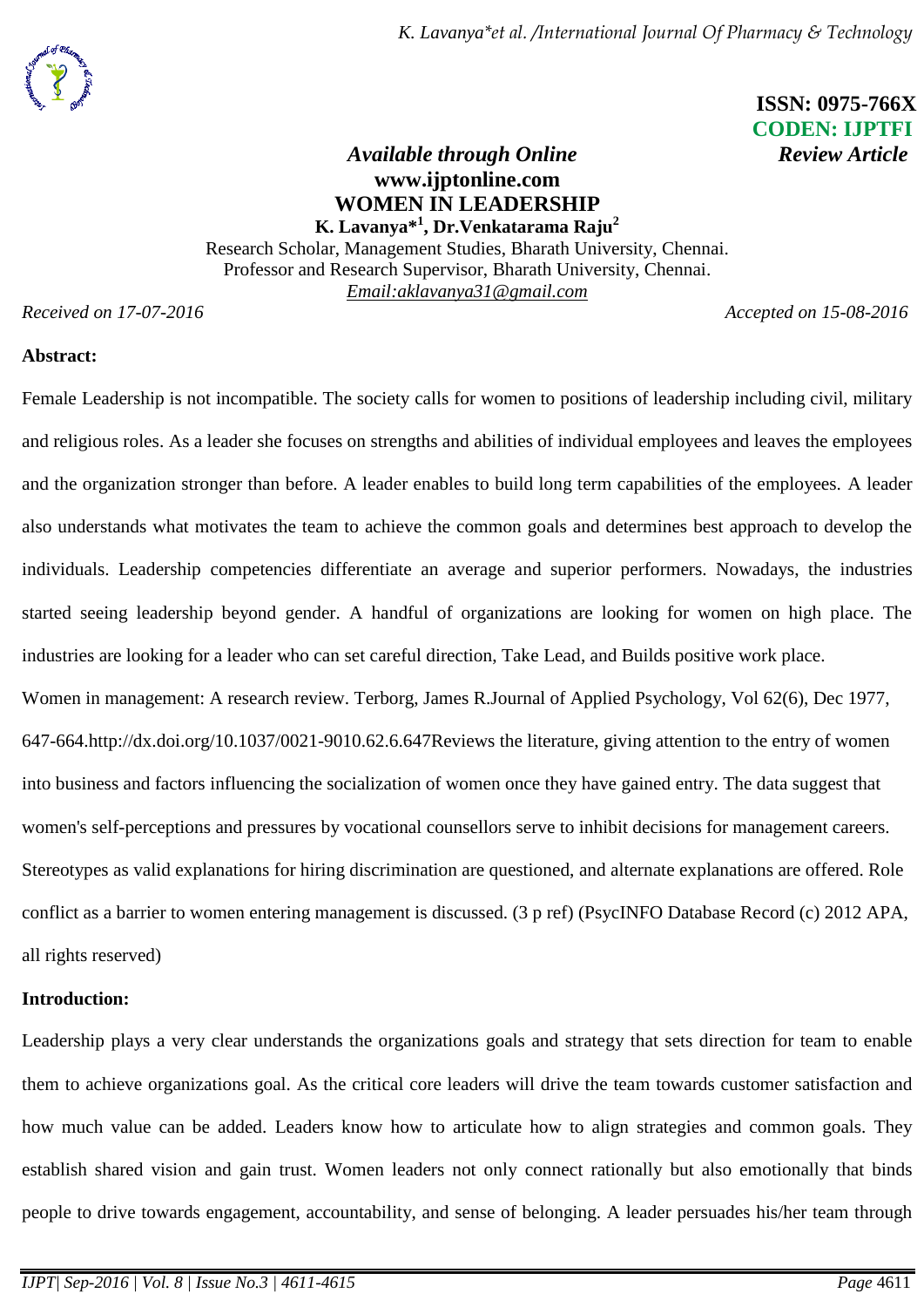**ISSN: 0975-766X**
**CODEN: IJPTFI**

*Available through Online* *Review Article*

**www.ijptonline.com**

# WOMEN IN LEADERSHIP

**K. Lavanya*[1], Dr.Venkatarama Raju[2]**

Research Scholar, Management Studies, Bharath University, Chennai.
Professor and Research Supervisor, Bharath University, Chennai.
*Email:aklavanya31@gmail.com*

*Received on 17-07-2016* *Accepted on 15-08-2016*

**Abstract:**

Female Leadership is not incompatible. The society calls for women to positions of leadership including civil, military and religious roles. As a leader she focuses on strengths and abilities of individual employees and leaves the employees and the organization stronger than before. A leader enables to build long term capabilities of the employees. A leader also understands what motivates the team to achieve the common goals and determines best approach to develop the individuals. Leadership competencies differentiate an average and superior performers. Nowadays, the industries started seeing leadership beyond gender. A handful of organizations are looking for women on high place. The industries are looking for a leader who can set careful direction, Take Lead, and Builds positive work place.

Women in management: A research review. Terborg, James R.Journal of Applied Psychology, Vol 62(6), Dec 1977, 647-664.http://dx.doi.org/10.1037/0021-9010.62.6.647Reviews the literature, giving attention to the entry of women into business and factors influencing the socialization of women once they have gained entry. The data suggest that women's self-perceptions and pressures by vocational counsellors serve to inhibit decisions for management careers. Stereotypes as valid explanations for hiring discrimination are questioned, and alternate explanations are offered. Role conflict as a barrier to women entering management is discussed. (3 p ref) (PsycINFO Database Record (c) 2012 APA, all rights reserved)

**Introduction:**

Leadership plays a very clear understands the organizations goals and strategy that sets direction for team to enable them to achieve organizations goal. As the critical core leaders will drive the team towards customer satisfaction and how much value can be added. Leaders know how to articulate how to align strategies and common goals. They establish shared vision and gain trust. Women leaders not only connect rationally but also emotionally that binds people to drive towards engagement, accountability, and sense of belonging. A leader persuades his/her team through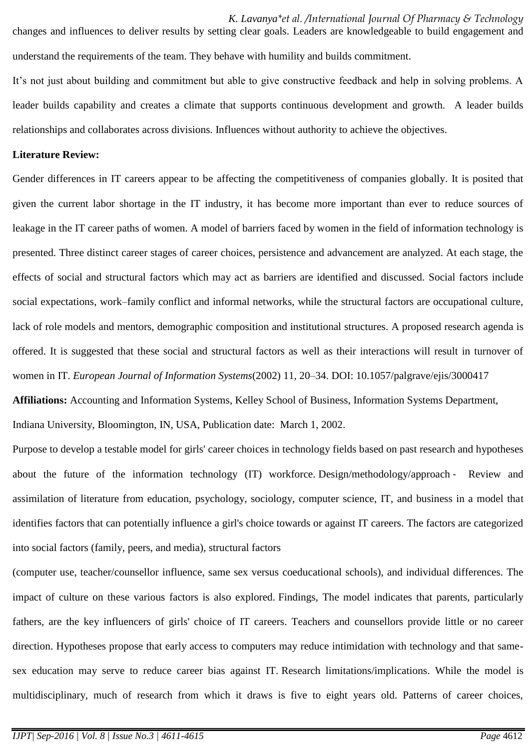changes and influences to deliver results by setting clear goals. Leaders are knowledgeable to build engagement and understand the requirements of the team. They behave with humility and builds commitment.

It's not just about building and commitment but able to give constructive feedback and help in solving problems. A leader builds capability and creates a climate that supports continuous development and growth. A leader builds relationships and collaborates across divisions. Influences without authority to achieve the objectives.

**Literature Review:**

Gender differences in IT careers appear to be affecting the competitiveness of companies globally. It is posited that given the current labor shortage in the IT industry, it has become more important than ever to reduce sources of leakage in the IT career paths of women. A model of barriers faced by women in the field of information technology is presented. Three distinct career stages of career choices, persistence and advancement are analyzed. At each stage, the effects of social and structural factors which may act as barriers are identified and discussed. Social factors include social expectations, work–family conflict and informal networks, while the structural factors are occupational culture, lack of role models and mentors, demographic composition and institutional structures. A proposed research agenda is offered. It is suggested that these social and structural factors as well as their interactions will result in turnover of women in IT. *European Journal of Information Systems*(2002) 11, 20–34. DOI: 10.1057/palgrave/ejis/3000417

**Affiliations:** Accounting and Information Systems, Kelley School of Business, Information Systems Department, Indiana University, Bloomington, IN, USA, Publication date: March 1, 2002.

Purpose to develop a testable model for girls' career choices in technology fields based on past research and hypotheses about the future of the information technology (IT) workforce. Design/methodology/approach - Review and assimilation of literature from education, psychology, sociology, computer science, IT, and business in a model that identifies factors that can potentially influence a girl's choice towards or against IT careers. The factors are categorized into social factors (family, peers, and media), structural factors

(computer use, teacher/counsellor influence, same sex versus coeducational schools), and individual differences. The impact of culture on these various factors is also explored. Findings, The model indicates that parents, particularly fathers, are the key influencers of girls' choice of IT careers. Teachers and counsellors provide little or no career direction. Hypotheses propose that early access to computers may reduce intimidation with technology and that same-sex education may serve to reduce career bias against IT. Research limitations/implications. While the model is multidisciplinary, much of research from which it draws is five to eight years old. Patterns of career choices,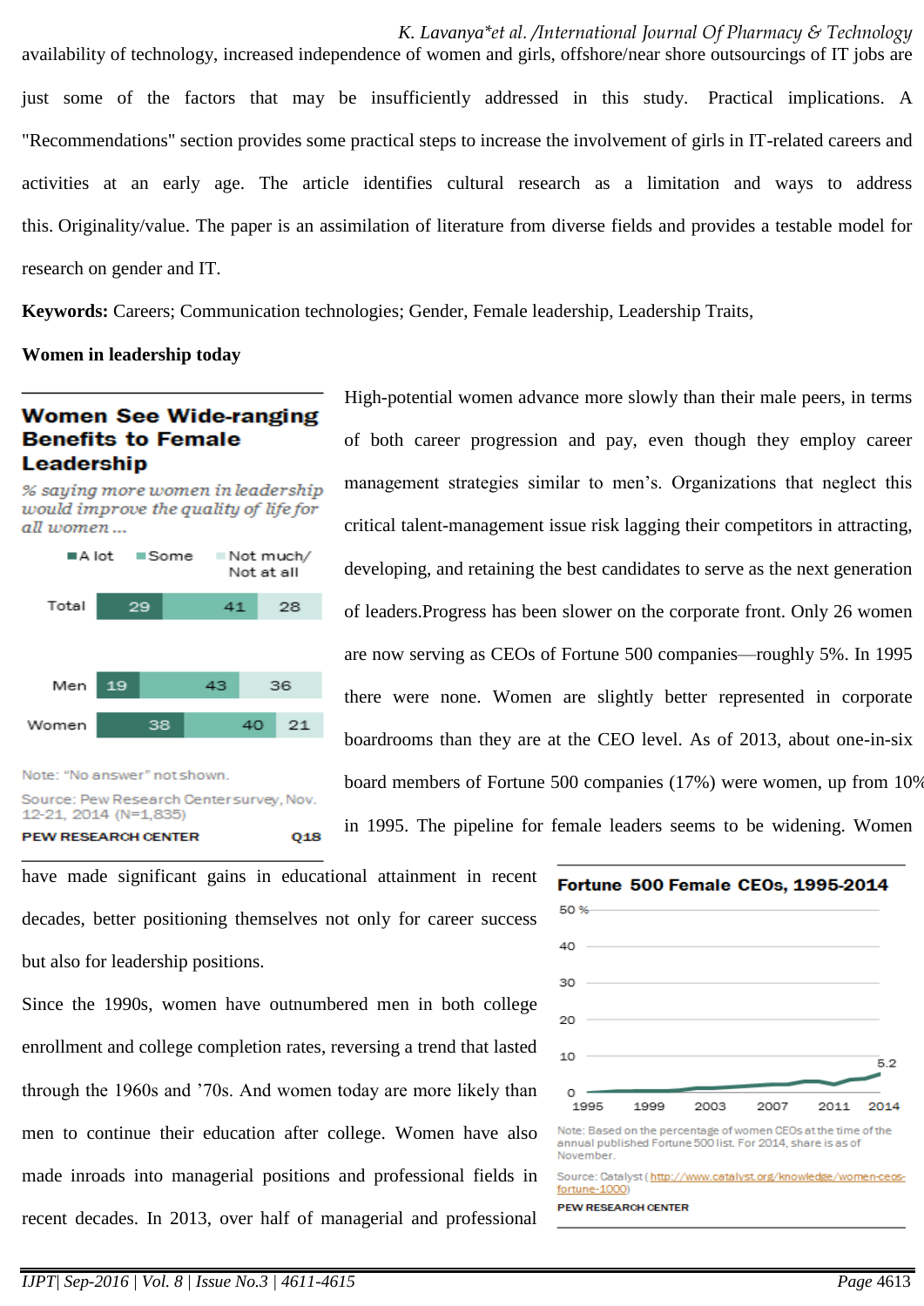availability of technology, increased independence of women and girls, offshore/near shore outsourcings of IT jobs are just some of the factors that may be insufficiently addressed in this study. Practical implications. A "Recommendations" section provides some practical steps to increase the involvement of girls in IT-related careers and activities at an early age. The article identifies cultural research as a limitation and ways to address this. Originality/value. The paper is an assimilation of literature from diverse fields and provides a testable model for research on gender and IT.

**Keywords:** Careers; Communication technologies; Gender, Female leadership, Leadership Traits,

**Women in leadership today**

**Women See Wide-ranging Benefits to Female Leadership**

*% saying more women in leadership would improve the quality of life for all women ...*

| | A lot | Some | Not much/ Not at all |
|---|---|---|---|
| Total | 29 | 41 | 28 |
| Men | 19 | 43 | 36 |
| Women | 38 | 40 | 21 |

Note: "No answer" not shown.

Source: Pew Research Center survey, Nov. 12-21, 2014 (N=1,835)

PEW RESEARCH CENTER Q18

High-potential women advance more slowly than their male peers, in terms of both career progression and pay, even though they employ career management strategies similar to men's. Organizations that neglect this critical talent-management issue risk lagging their competitors in attracting, developing, and retaining the best candidates to serve as the next generation of leaders.Progress has been slower on the corporate front. Only 26 women are now serving as CEOs of Fortune 500 companies—roughly 5%. In 1995 there were none. Women are slightly better represented in corporate boardrooms than they are at the CEO level. As of 2013, about one-in-six board members of Fortune 500 companies (17%) were women, up from 10% in 1995. The pipeline for female leaders seems to be widening. Women have made significant gains in educational attainment in recent decades, better positioning themselves not only for career success but also for leadership positions.

Since the 1990s, women have outnumbered men in both college enrollment and college completion rates, reversing a trend that lasted through the 1960s and '70s. And women today are more likely than men to continue their education after college. Women have also made inroads into managerial positions and professional fields in recent decades. In 2013, over half of managerial and professional

**Fortune 500 Female CEOs, 1995-2014**

Note: Based on the percentage of women CEOs at the time of the annual published Fortune 500 list. For 2014, share is as of November.

Source: Catalyst (http://www.catalyst.org/knowledge/women-ceos-fortune-1000)

PEW RESEARCH CENTER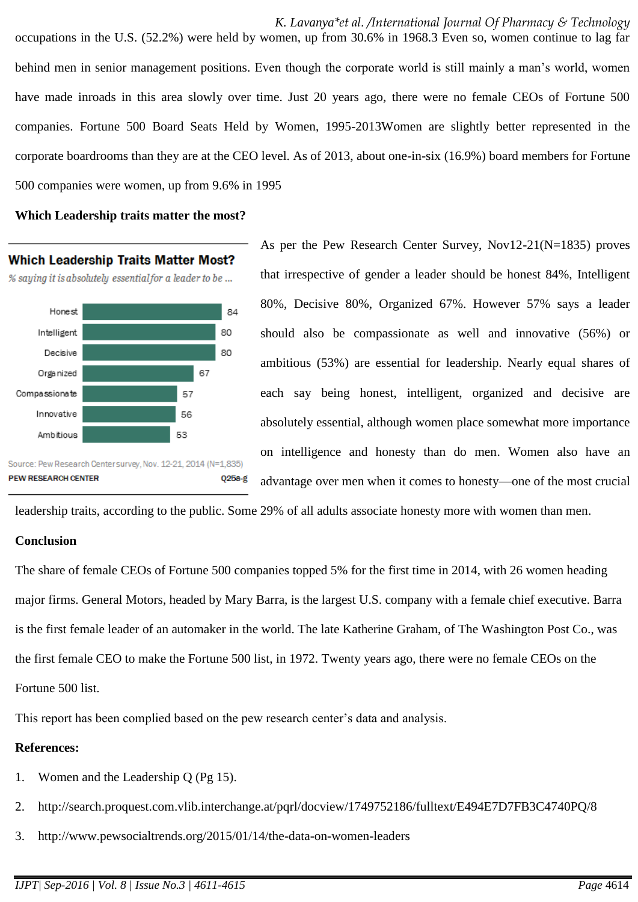occupations in the U.S. (52.2%) were held by women, up from 30.6% in 1968.3 Even so, women continue to lag far behind men in senior management positions. Even though the corporate world is still mainly a man's world, women have made inroads in this area slowly over time. Just 20 years ago, there were no female CEOs of Fortune 500 companies. Fortune 500 Board Seats Held by Women, 1995-2013Women are slightly better represented in the corporate boardrooms than they are at the CEO level. As of 2013, about one-in-six (16.9%) board members for Fortune 500 companies were women, up from 9.6% in 1995

**Which Leadership traits matter the most?**

**Which Leadership Traits Matter Most?**

*% saying it is absolutely essential for a leader to be ...*

| Trait | % |
|---|---|
| Honest | 84 |
| Intelligent | 80 |
| Decisive | 80 |
| Organized | 67 |
| Compassionate | 57 |
| Innovative | 56 |
| Ambitious | 53 |

Source: Pew Research Center survey, Nov. 12-21, 2014 (N=1,835)

PEW RESEARCH CENTER Q25a-g

As per the Pew Research Center Survey, Nov12-21(N=1835) proves that irrespective of gender a leader should be honest 84%, Intelligent 80%, Decisive 80%, Organized 67%. However 57% says a leader should also be compassionate as well and innovative (56%) or ambitious (53%) are essential for leadership. Nearly equal shares of each say being honest, intelligent, organized and decisive are absolutely essential, although women place somewhat more importance on intelligence and honesty than do men. Women also have an advantage over men when it comes to honesty—one of the most crucial leadership traits, according to the public. Some 29% of all adults associate honesty more with women than men.

**Conclusion**

The share of female CEOs of Fortune 500 companies topped 5% for the first time in 2014, with 26 women heading major firms. General Motors, headed by Mary Barra, is the largest U.S. company with a female chief executive. Barra is the first female leader of an automaker in the world. The late Katherine Graham, of The Washington Post Co., was the first female CEO to make the Fortune 500 list, in 1972. Twenty years ago, there were no female CEOs on the Fortune 500 list.

This report has been complied based on the pew research center's data and analysis.

**References:**

1. Women and the Leadership Q (Pg 15).
2. http://search.proquest.com.vlib.interchange.at/pqrl/docview/1749752186/fulltext/E494E7D7FB3C4740PQ/8
3. http://www.pewsocialtrends.org/2015/01/14/the-data-on-women-leaders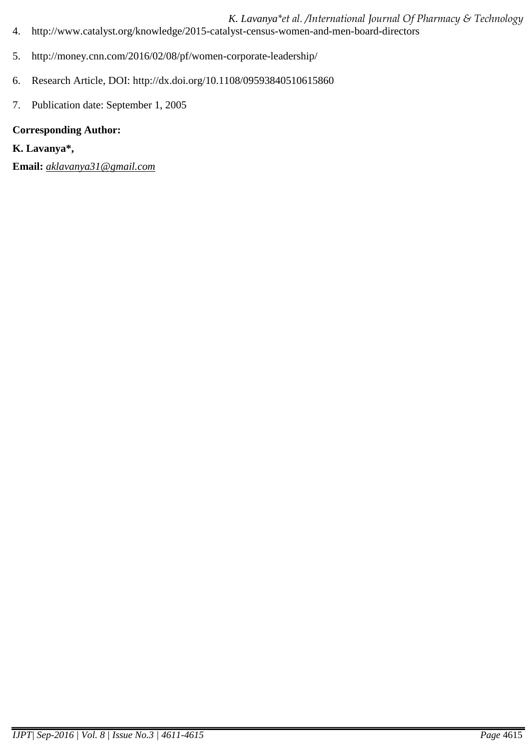4. http://www.catalyst.org/knowledge/2015-catalyst-census-women-and-men-board-directors
5. http://money.cnn.com/2016/02/08/pf/women-corporate-leadership/
6. Research Article, DOI: http://dx.doi.org/10.1108/09593840510615860
7. Publication date: September 1, 2005

**Corresponding Author:**

**K. Lavanya*,**

**Email:** *aklavanya31@gmail.com*